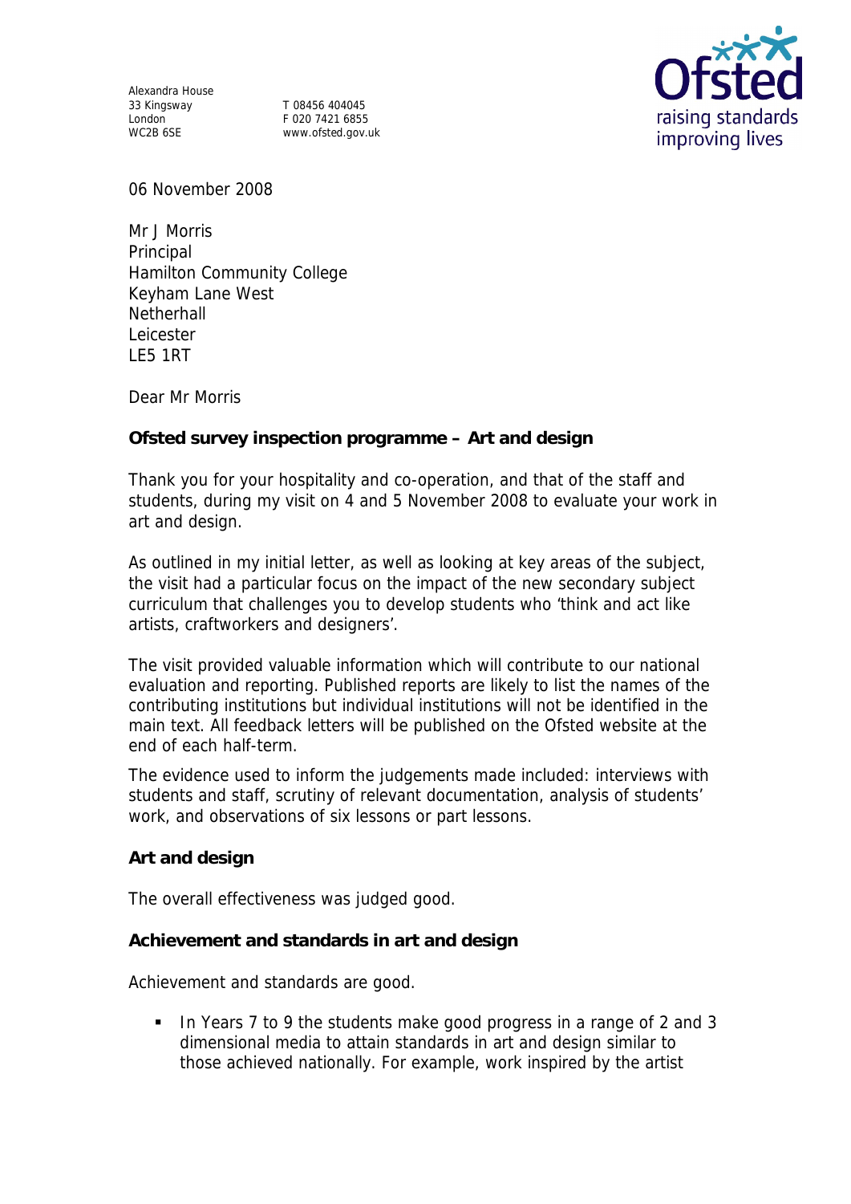Alexandra House
33 Kingsway
London
WC2B 6SE

T 08456 404045
F 020 7421 6855
www.ofsted.gov.uk

06 November 2008

Mr J Morris
Principal
Hamilton Community College
Keyham Lane West
Netherhall
Leicester
LE5 1RT

Dear Mr Morris

**Ofsted survey inspection programme – Art and design**

Thank you for your hospitality and co-operation, and that of the staff and students, during my visit on 4 and 5 November 2008 to evaluate your work in art and design.

As outlined in my initial letter, as well as looking at key areas of the subject, the visit had a particular focus on the impact of the new secondary subject curriculum that challenges you to develop students who 'think and act like artists, craftworkers and designers'.

The visit provided valuable information which will contribute to our national evaluation and reporting. Published reports are likely to list the names of the contributing institutions but individual institutions will not be identified in the main text. All feedback letters will be published on the Ofsted website at the end of each half-term.

The evidence used to inform the judgements made included: interviews with students and staff, scrutiny of relevant documentation, analysis of students' work, and observations of six lessons or part lessons.

**Art and design**

The overall effectiveness was judged good.

**Achievement and standards in art and design**

Achievement and standards are good.

- In Years 7 to 9 the students make good progress in a range of 2 and 3 dimensional media to attain standards in art and design similar to those achieved nationally. For example, work inspired by the artist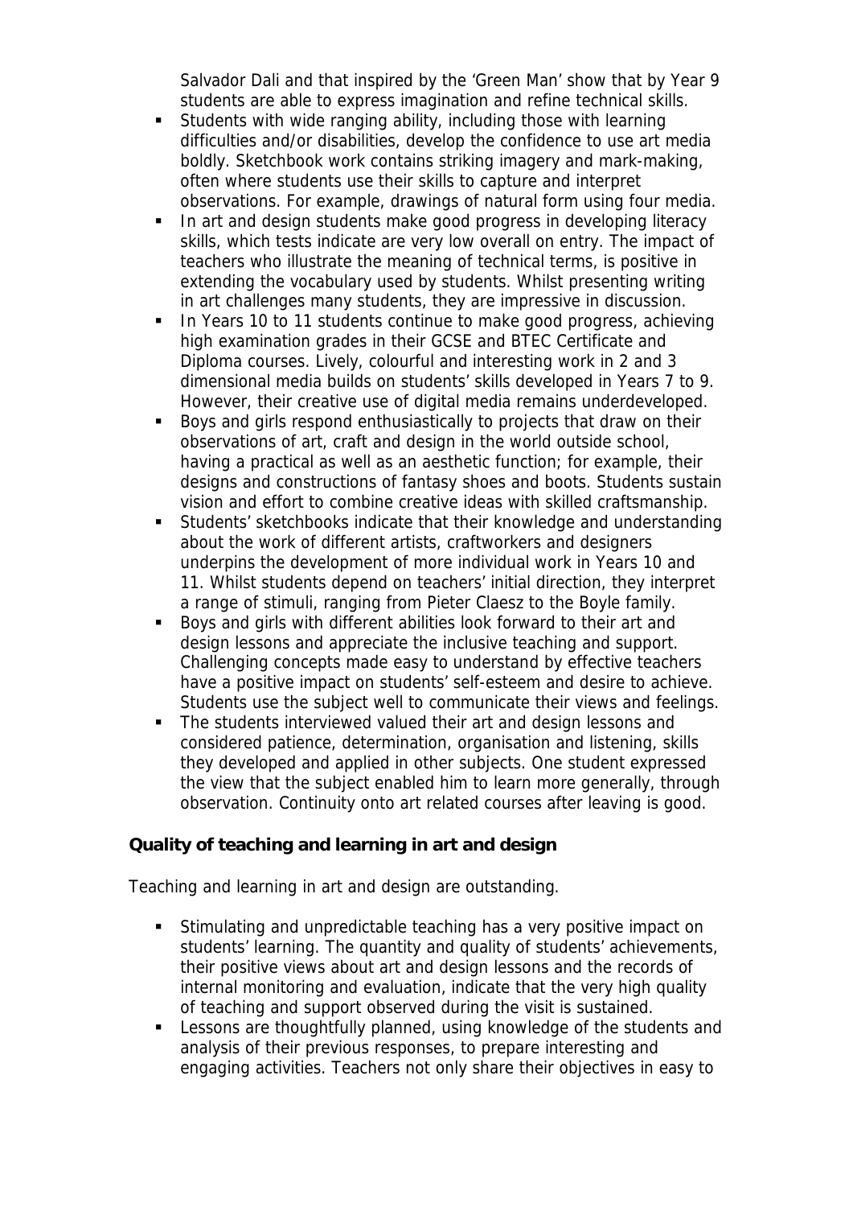Salvador Dali and that inspired by the 'Green Man' show that by Year 9 students are able to express imagination and refine technical skills.

- Students with wide ranging ability, including those with learning difficulties and/or disabilities, develop the confidence to use art media boldly. Sketchbook work contains striking imagery and mark-making, often where students use their skills to capture and interpret observations. For example, drawings of natural form using four media.
- In art and design students make good progress in developing literacy skills, which tests indicate are very low overall on entry. The impact of teachers who illustrate the meaning of technical terms, is positive in extending the vocabulary used by students. Whilst presenting writing in art challenges many students, they are impressive in discussion.
- In Years 10 to 11 students continue to make good progress, achieving high examination grades in their GCSE and BTEC Certificate and Diploma courses. Lively, colourful and interesting work in 2 and 3 dimensional media builds on students' skills developed in Years 7 to 9. However, their creative use of digital media remains underdeveloped.
- Boys and girls respond enthusiastically to projects that draw on their observations of art, craft and design in the world outside school, having a practical as well as an aesthetic function; for example, their designs and constructions of fantasy shoes and boots. Students sustain vision and effort to combine creative ideas with skilled craftsmanship.
- Students' sketchbooks indicate that their knowledge and understanding about the work of different artists, craftworkers and designers underpins the development of more individual work in Years 10 and 11. Whilst students depend on teachers' initial direction, they interpret a range of stimuli, ranging from Pieter Claesz to the Boyle family.
- Boys and girls with different abilities look forward to their art and design lessons and appreciate the inclusive teaching and support. Challenging concepts made easy to understand by effective teachers have a positive impact on students' self-esteem and desire to achieve. Students use the subject well to communicate their views and feelings.
- The students interviewed valued their art and design lessons and considered patience, determination, organisation and listening, skills they developed and applied in other subjects. One student expressed the view that the subject enabled him to learn more generally, through observation. Continuity onto art related courses after leaving is good.

**Quality of teaching and learning in art and design**

Teaching and learning in art and design are outstanding.

- Stimulating and unpredictable teaching has a very positive impact on students' learning. The quantity and quality of students' achievements, their positive views about art and design lessons and the records of internal monitoring and evaluation, indicate that the very high quality of teaching and support observed during the visit is sustained.
- Lessons are thoughtfully planned, using knowledge of the students and analysis of their previous responses, to prepare interesting and engaging activities. Teachers not only share their objectives in easy to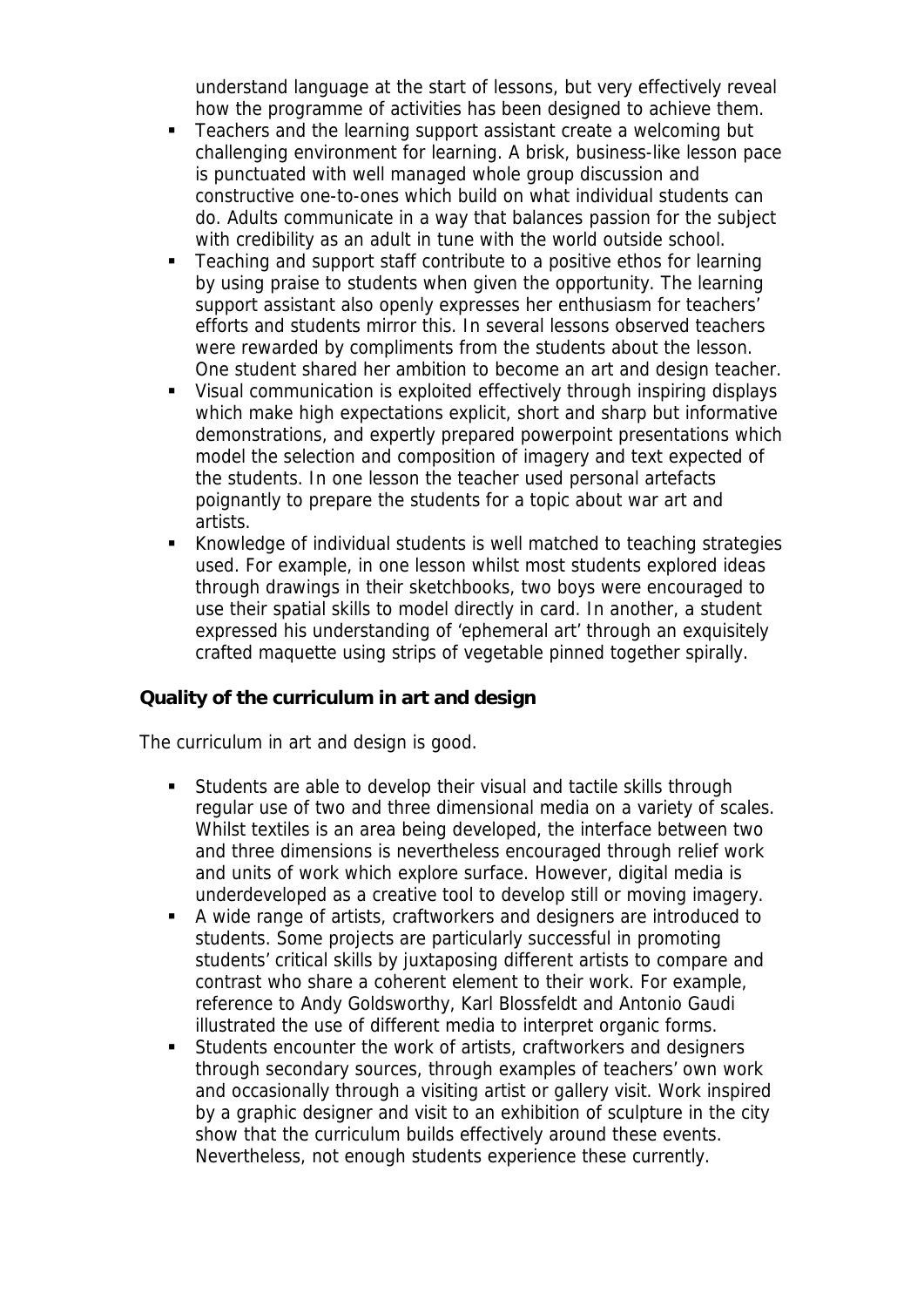understand language at the start of lessons, but very effectively reveal how the programme of activities has been designed to achieve them.

- Teachers and the learning support assistant create a welcoming but challenging environment for learning. A brisk, business-like lesson pace is punctuated with well managed whole group discussion and constructive one-to-ones which build on what individual students can do. Adults communicate in a way that balances passion for the subject with credibility as an adult in tune with the world outside school.
- Teaching and support staff contribute to a positive ethos for learning by using praise to students when given the opportunity. The learning support assistant also openly expresses her enthusiasm for teachers' efforts and students mirror this. In several lessons observed teachers were rewarded by compliments from the students about the lesson. One student shared her ambition to become an art and design teacher.
- Visual communication is exploited effectively through inspiring displays which make high expectations explicit, short and sharp but informative demonstrations, and expertly prepared powerpoint presentations which model the selection and composition of imagery and text expected of the students. In one lesson the teacher used personal artefacts poignantly to prepare the students for a topic about war art and artists.
- Knowledge of individual students is well matched to teaching strategies used. For example, in one lesson whilst most students explored ideas through drawings in their sketchbooks, two boys were encouraged to use their spatial skills to model directly in card. In another, a student expressed his understanding of 'ephemeral art' through an exquisitely crafted maquette using strips of vegetable pinned together spirally.

**Quality of the curriculum in art and design**

The curriculum in art and design is good.

- Students are able to develop their visual and tactile skills through regular use of two and three dimensional media on a variety of scales. Whilst textiles is an area being developed, the interface between two and three dimensions is nevertheless encouraged through relief work and units of work which explore surface. However, digital media is underdeveloped as a creative tool to develop still or moving imagery.
- A wide range of artists, craftworkers and designers are introduced to students. Some projects are particularly successful in promoting students' critical skills by juxtaposing different artists to compare and contrast who share a coherent element to their work. For example, reference to Andy Goldsworthy, Karl Blossfeldt and Antonio Gaudi illustrated the use of different media to interpret organic forms.
- Students encounter the work of artists, craftworkers and designers through secondary sources, through examples of teachers' own work and occasionally through a visiting artist or gallery visit. Work inspired by a graphic designer and visit to an exhibition of sculpture in the city show that the curriculum builds effectively around these events. Nevertheless, not enough students experience these currently.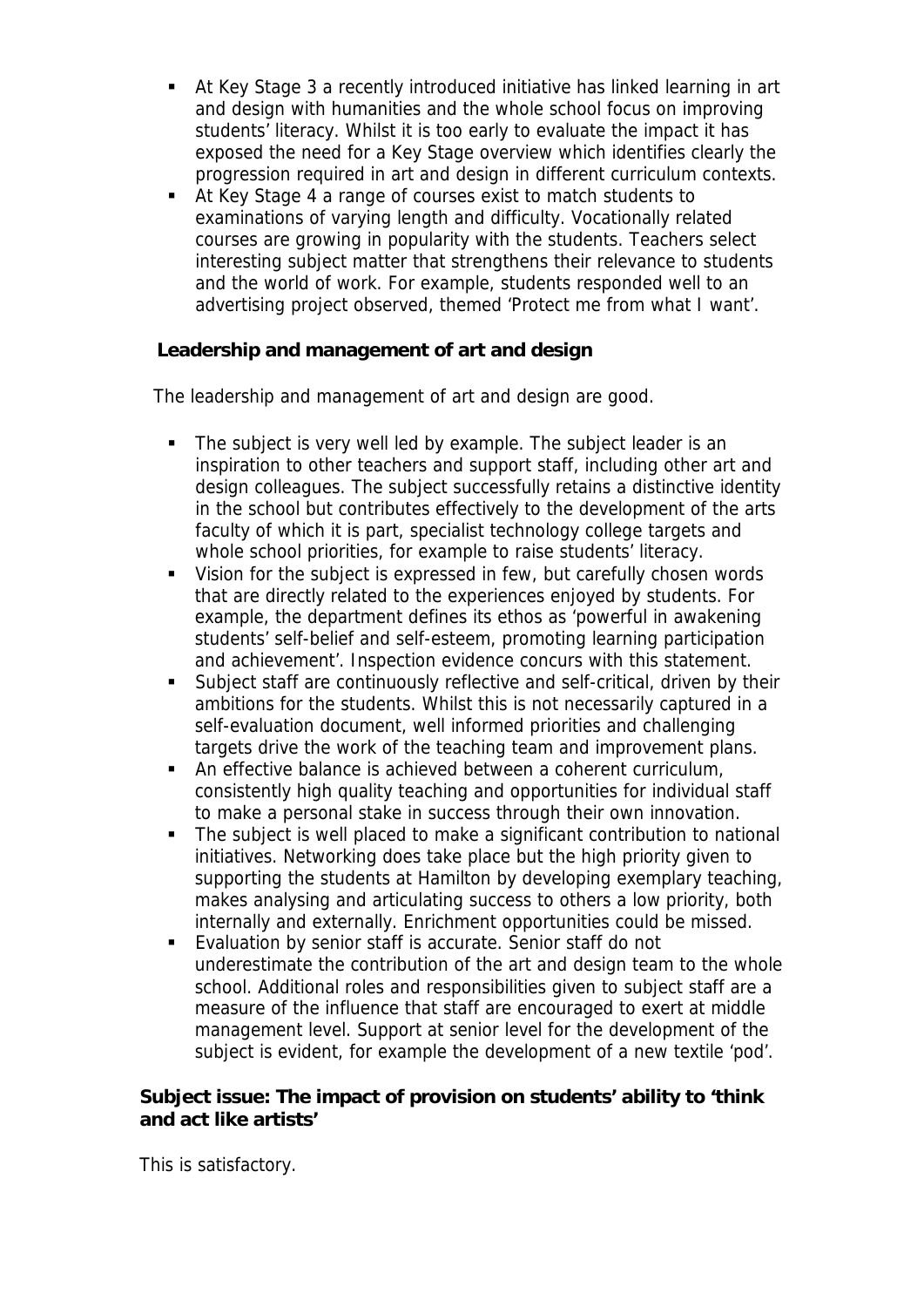- At Key Stage 3 a recently introduced initiative has linked learning in art and design with humanities and the whole school focus on improving students' literacy. Whilst it is too early to evaluate the impact it has exposed the need for a Key Stage overview which identifies clearly the progression required in art and design in different curriculum contexts.
- At Key Stage 4 a range of courses exist to match students to examinations of varying length and difficulty. Vocationally related courses are growing in popularity with the students. Teachers select interesting subject matter that strengthens their relevance to students and the world of work. For example, students responded well to an advertising project observed, themed 'Protect me from what I want'.

**Leadership and management of art and design**

The leadership and management of art and design are good.

- The subject is very well led by example. The subject leader is an inspiration to other teachers and support staff, including other art and design colleagues. The subject successfully retains a distinctive identity in the school but contributes effectively to the development of the arts faculty of which it is part, specialist technology college targets and whole school priorities, for example to raise students' literacy.
- Vision for the subject is expressed in few, but carefully chosen words that are directly related to the experiences enjoyed by students. For example, the department defines its ethos as 'powerful in awakening students' self-belief and self-esteem, promoting learning participation and achievement'. Inspection evidence concurs with this statement.
- Subject staff are continuously reflective and self-critical, driven by their ambitions for the students. Whilst this is not necessarily captured in a self-evaluation document, well informed priorities and challenging targets drive the work of the teaching team and improvement plans.
- An effective balance is achieved between a coherent curriculum, consistently high quality teaching and opportunities for individual staff to make a personal stake in success through their own innovation.
- The subject is well placed to make a significant contribution to national initiatives. Networking does take place but the high priority given to supporting the students at Hamilton by developing exemplary teaching, makes analysing and articulating success to others a low priority, both internally and externally. Enrichment opportunities could be missed.
- Evaluation by senior staff is accurate. Senior staff do not underestimate the contribution of the art and design team to the whole school. Additional roles and responsibilities given to subject staff are a measure of the influence that staff are encouraged to exert at middle management level. Support at senior level for the development of the subject is evident, for example the development of a new textile 'pod'.

**Subject issue: The impact of provision on students' ability to 'think and act like artists'**

This is satisfactory.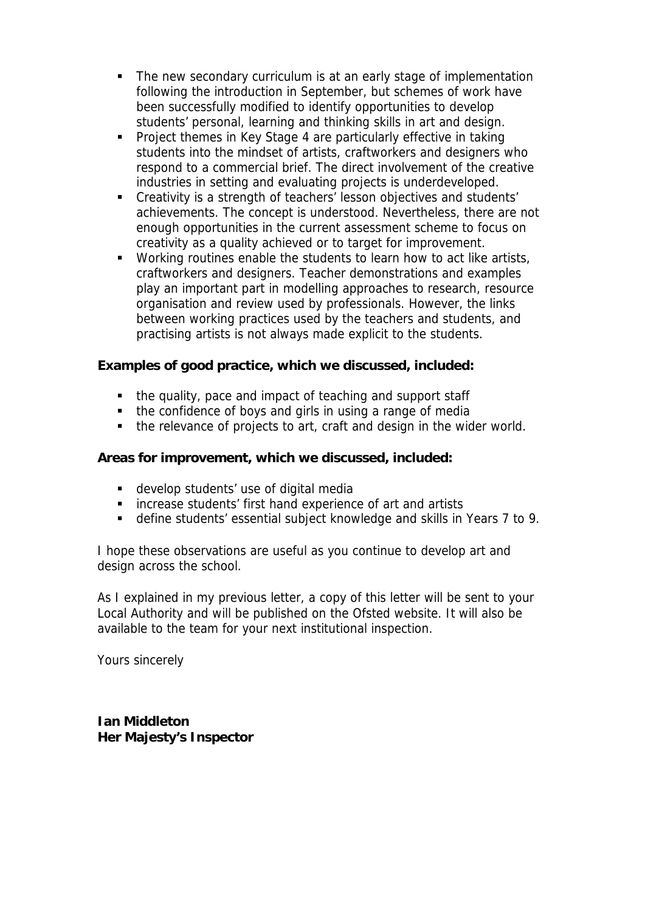- The new secondary curriculum is at an early stage of implementation following the introduction in September, but schemes of work have been successfully modified to identify opportunities to develop students' personal, learning and thinking skills in art and design.
- Project themes in Key Stage 4 are particularly effective in taking students into the mindset of artists, craftworkers and designers who respond to a commercial brief. The direct involvement of the creative industries in setting and evaluating projects is underdeveloped.
- Creativity is a strength of teachers' lesson objectives and students' achievements. The concept is understood. Nevertheless, there are not enough opportunities in the current assessment scheme to focus on creativity as a quality achieved or to target for improvement.
- Working routines enable the students to learn how to act like artists, craftworkers and designers. Teacher demonstrations and examples play an important part in modelling approaches to research, resource organisation and review used by professionals. However, the links between working practices used by the teachers and students, and practising artists is not always made explicit to the students.

**Examples of good practice, which we discussed, included:**

- the quality, pace and impact of teaching and support staff
- the confidence of boys and girls in using a range of media
- the relevance of projects to art, craft and design in the wider world.

**Areas for improvement, which we discussed, included:**

- develop students' use of digital media
- increase students' first hand experience of art and artists
- define students' essential subject knowledge and skills in Years 7 to 9.

I hope these observations are useful as you continue to develop art and design across the school.

As I explained in my previous letter, a copy of this letter will be sent to your Local Authority and will be published on the Ofsted website. It will also be available to the team for your next institutional inspection.

Yours sincerely

**Ian Middleton**
**Her Majesty's Inspector**